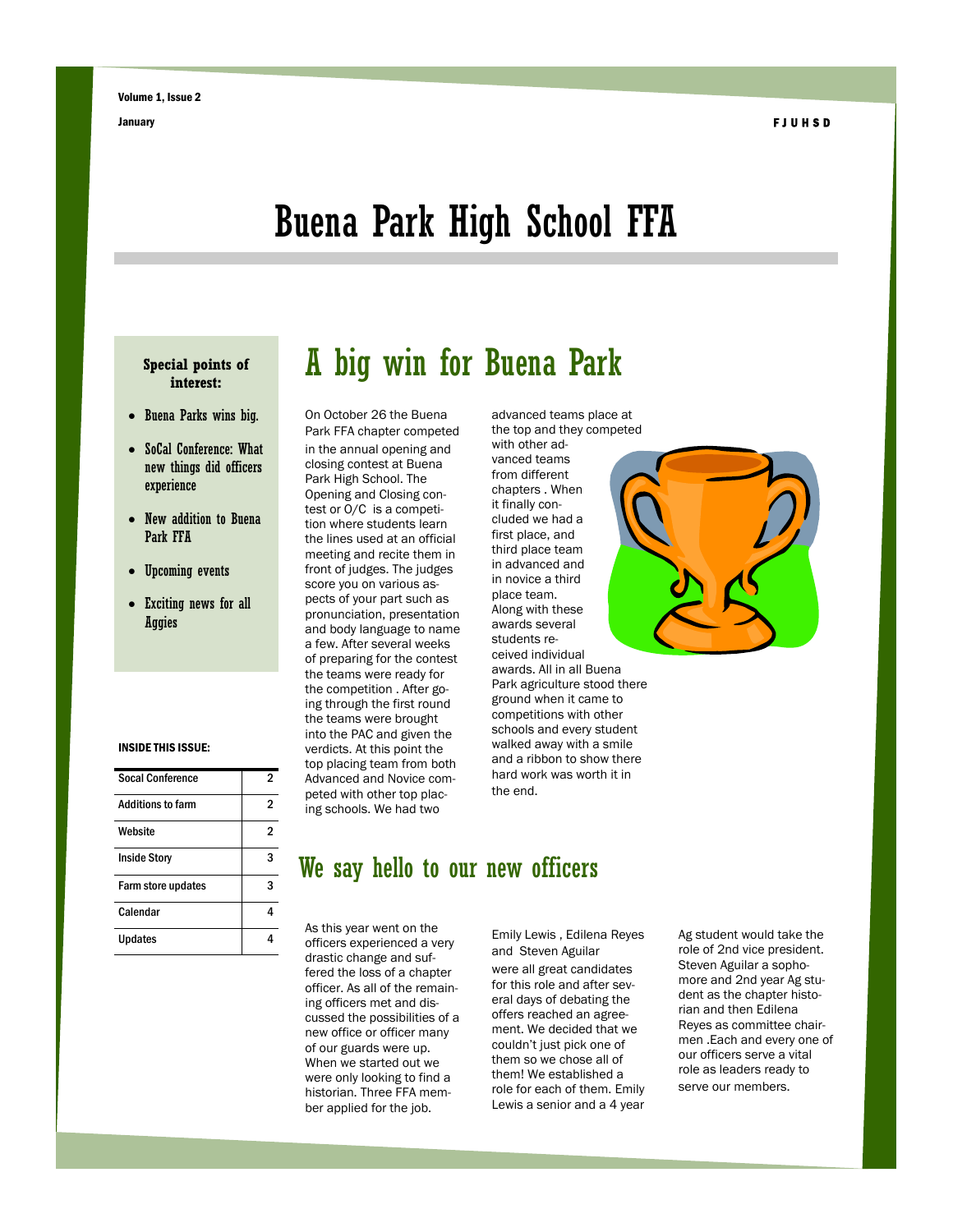# Buena Park High School FFA

**Special points of interest:**

- Buena Parks wins big.
- SoCal Conference: What new things did officers experience
- New addition to Buena Park FFA
- Upcoming events
- Exciting news for all Aggies

**INSIDE THIS ISSUE:**

| Socal Conference | 2 |
|---|---|
| Additions to farm | 2 |
| Website | 2 |
| Inside Story | 3 |
| Farm store updates | 3 |
| Calendar | 4 |
| Updates | 4 |

## A big win for Buena Park

On October 26 the Buena Park FFA chapter competed in the annual opening and closing contest at Buena Park High School. The Opening and Closing contest or O/C is a competition where students learn the lines used at an official meeting and recite them in front of judges. The judges score you on various aspects of your part such as pronunciation, presentation and body language to name a few. After several weeks of preparing for the contest the teams were ready for the competition . After going through the first round the teams were brought into the PAC and given the verdicts. At this point the top placing team from both Advanced and Novice competed with other top placing schools. We had two advanced teams place at the top and they competed with other advanced teams from different chapters . When it finally concluded we had a first place, and third place team in advanced and in novice a third place team. Along with these awards several students received individual awards. All in all Buena Park agriculture stood there ground when it came to competitions with other schools and every student walked away with a smile and a ribbon to show there hard work was worth it in the end.

## We say hello to our new officers

As this year went on the officers experienced a very drastic change and suffered the loss of a chapter officer. As all of the remaining officers met and discussed the possibilities of a new office or officer many of our guards were up. When we started out we were only looking to find a historian. Three FFA member applied for the job. Emily Lewis , Edilena Reyes and Steven Aguilar were all great candidates for this role and after several days of debating the offers reached an agreement. We decided that we couldn't just pick one of them so we chose all of them! We established a role for each of them. Emily Lewis a senior and a 4 year Ag student would take the role of 2nd vice president. Steven Aguilar a sophomore and 2nd year Ag student as the chapter historian and then Edilena Reyes as committee chairmen .Each and every one of our officers serve a vital role as leaders ready to serve our members.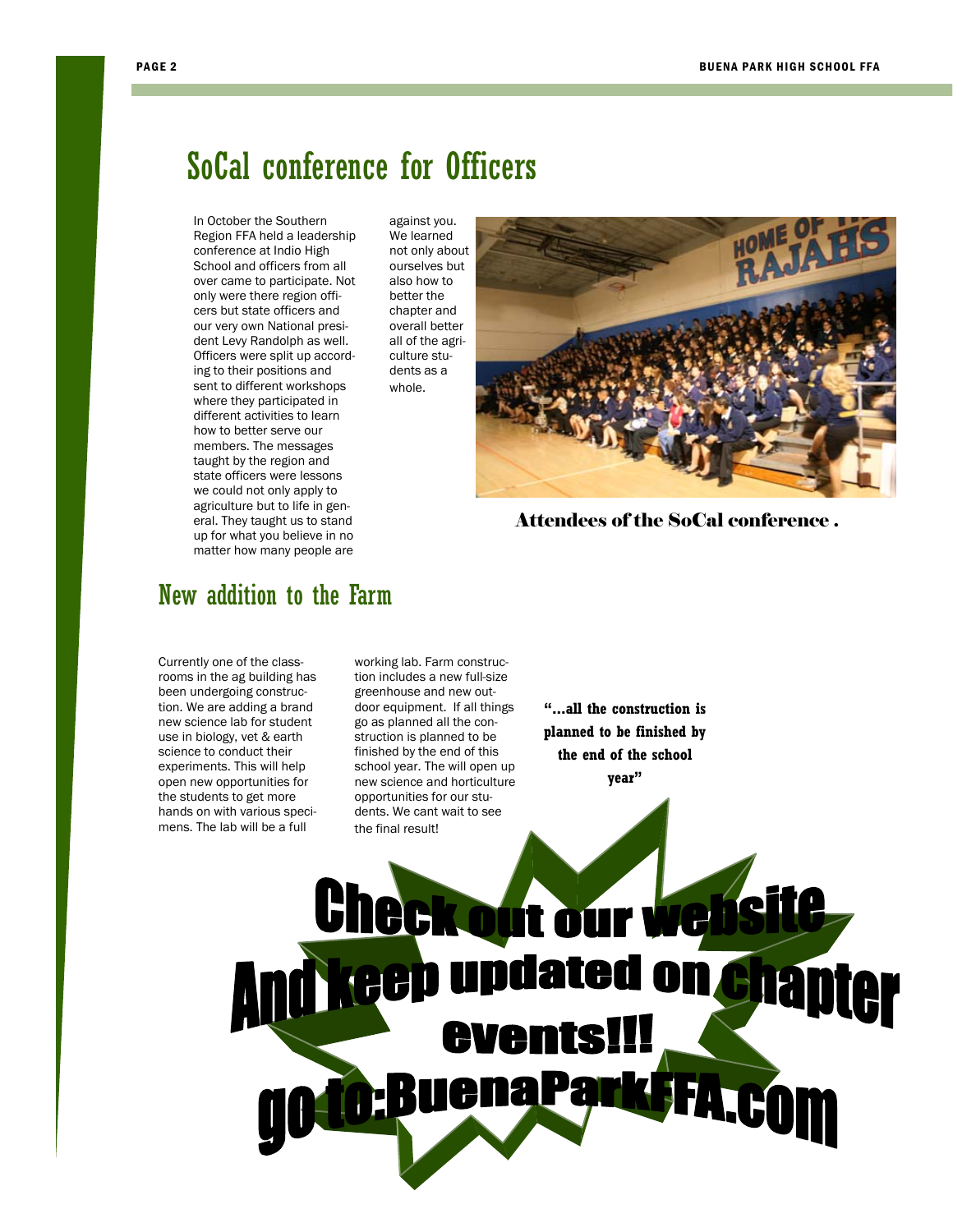# SoCal conference for Officers

In October the Southern Region FFA held a leadership conference at Indio High School and officers from all over came to participate. Not only were there region officers but state officers and our very own National president Levy Randolph as well. Officers were split up according to their positions and sent to different workshops where they participated in different activities to learn how to better serve our members. The messages taught by the region and state officers were lessons we could not only apply to agriculture but to life in general. They taught us to stand up for what you believe in no matter how many people are against you. We learned not only about ourselves but also how to better the chapter and overall better all of the agriculture students as a whole.

**Attendees of the SoCal conference .**

## New addition to the Farm

Currently one of the classrooms in the ag building has been undergoing construction. We are adding a brand new science lab for student use in biology, vet & earth science to conduct their experiments. This will help open new opportunities for the students to get more hands on with various specimens. The lab will be a full working lab. Farm construction includes a new full-size greenhouse and new outdoor equipment. If all things go as planned all the construction is planned to be finished by the end of this school year. The will open up new science and horticulture opportunities for our students. We cant wait to see the final result!

> **"...all the construction is planned to be finished by the end of the school year"**

**Check out our website**
**And keep updated on chapter events!!!**
**go to:BuenaParkFFA.com**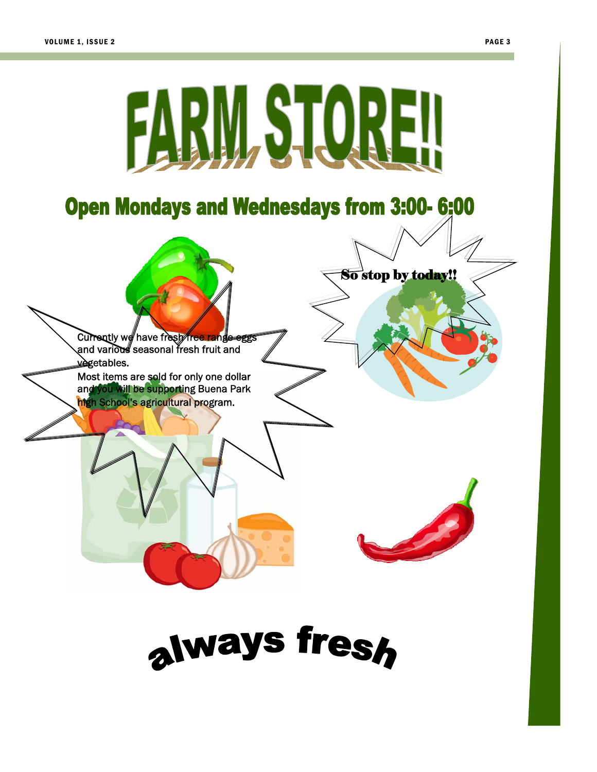# FARM STORE!!

## Open Mondays and Wednesdays from 3:00- 6:00

Currently we have fresh free range eggs and various seasonal fresh fruit and vegetables.

Most items are sold for only one dollar and you will be supporting Buena Park high School's agricultural program.

**So stop by today!!**

**always fresh**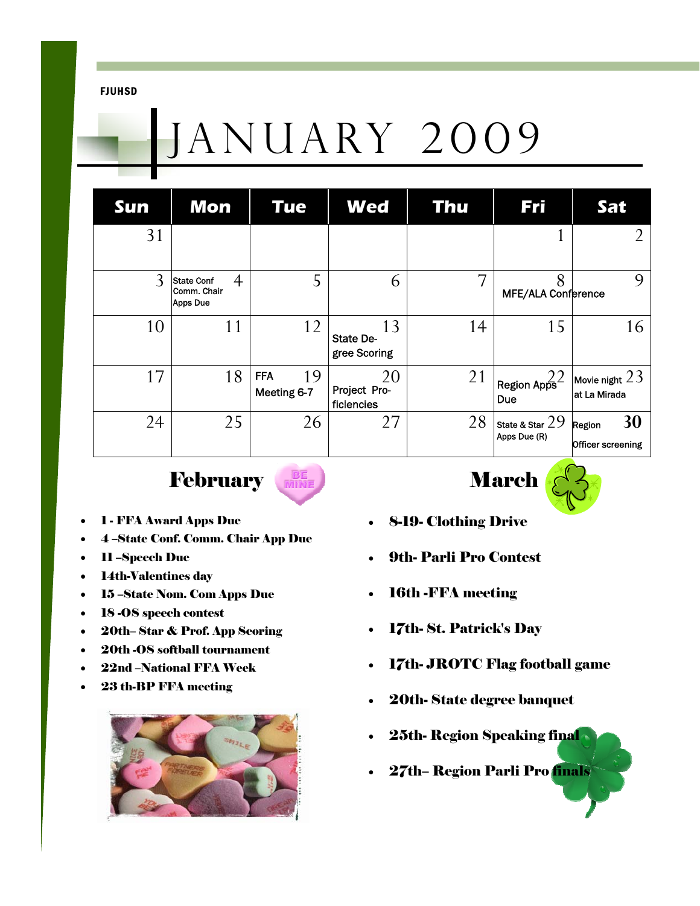FJUHSD

# January 2009

| Sun | Mon | Tue | Wed | Thu | Fri | Sat |
|---|---|---|---|---|---|---|
| 31 | | | | | 1 | 2 |
| 3 | 4 State Conf Comm. Chair Apps Due | 5 | 6 | 7 | 8 MFE/ALA Conference | 9 |
| 10 | 11 | 12 | 13 State Degree Scoring | 14 | 15 | 16 |
| 17 | 18 | 19 FFA Meeting 6-7 | 20 Project Proficiencies | 21 | 22 Region Apps Due | 23 Movie night at La Mirada |
| 24 | 25 | 26 | 27 | 28 | 29 State & Star Apps Due (R) | 30 Region Officer screening |

## February

- 1 - FFA Award Apps Due
- 4 –State Conf. Comm. Chair App Due
- 11 –Speech Due
- 14th-Valentines day
- 15 –State Nom. Com Apps Due
- 18 -OS speech contest
- 20th– Star & Prof. App Scoring
- 20th -OS softball tournament
- 22nd –National FFA Week
- 23 th-BP FFA meeting

## March

- 8-19- Clothing Drive
- 9th- Parli Pro Contest
- 16th -FFA meeting
- 17th- St. Patrick's Day
- 17th- JROTC Flag football game
- 20th- State degree banquet
- 25th- Region Speaking final
- 27th– Region Parli Pro finals